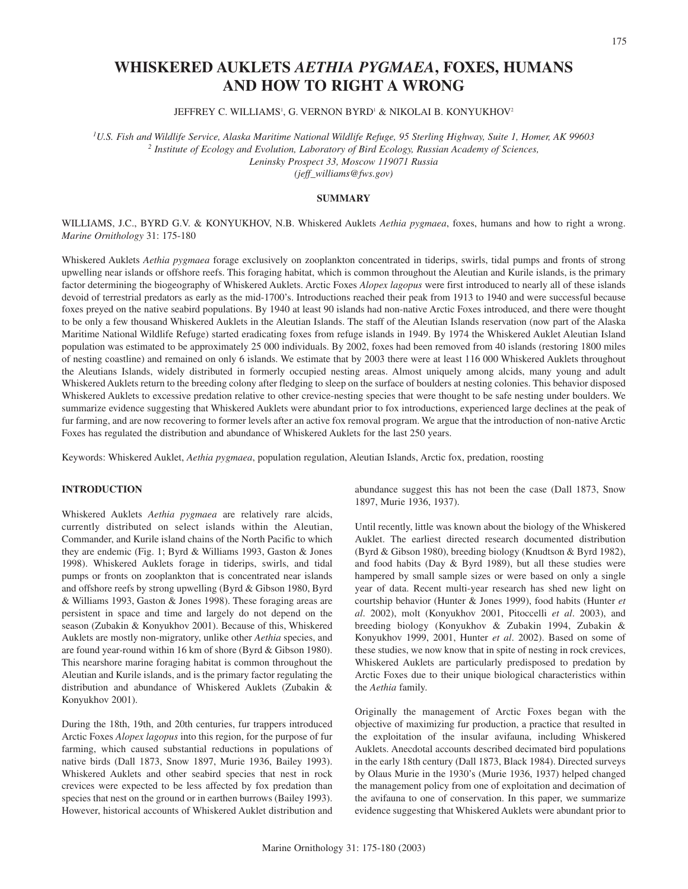# WHISKERED AUKLETS *AETHIA PYGMAEA*, FOXES, HUMANS AND HOW TO RIGHT A WRONG

JEFFREY C. WILLIAMS[1], G. VERNON BYRD[1] & NIKOLAI B. KONYUKHOV[2]

[1]*U.S. Fish and Wildlife Service, Alaska Maritime National Wildlife Refuge, 95 Sterling Highway, Suite 1, Homer, AK 99603*
[2] *Institute of Ecology and Evolution, Laboratory of Bird Ecology, Russian Academy of Sciences, Leninsky Prospect 33, Moscow 119071 Russia*
*(jeff_williams@fws.gov)*

## SUMMARY

WILLIAMS, J.C., BYRD G.V. & KONYUKHOV, N.B. Whiskered Auklets *Aethia pygmaea*, foxes, humans and how to right a wrong. *Marine Ornithology* 31: 175-180

Whiskered Auklets *Aethia pygmaea* forage exclusively on zooplankton concentrated in tiderips, swirls, tidal pumps and fronts of strong upwelling near islands or offshore reefs. This foraging habitat, which is common throughout the Aleutian and Kurile islands, is the primary factor determining the biogeography of Whiskered Auklets. Arctic Foxes *Alopex lagopus* were first introduced to nearly all of these islands devoid of terrestrial predators as early as the mid-1700's. Introductions reached their peak from 1913 to 1940 and were successful because foxes preyed on the native seabird populations. By 1940 at least 90 islands had non-native Arctic Foxes introduced, and there were thought to be only a few thousand Whiskered Auklets in the Aleutian Islands. The staff of the Aleutian Islands reservation (now part of the Alaska Maritime National Wildlife Refuge) started eradicating foxes from refuge islands in 1949. By 1974 the Whiskered Auklet Aleutian Island population was estimated to be approximately 25 000 individuals. By 2002, foxes had been removed from 40 islands (restoring 1800 miles of nesting coastline) and remained on only 6 islands. We estimate that by 2003 there were at least 116 000 Whiskered Auklets throughout the Aleutians Islands, widely distributed in formerly occupied nesting areas. Almost uniquely among alcids, many young and adult Whiskered Auklets return to the breeding colony after fledging to sleep on the surface of boulders at nesting colonies. This behavior disposed Whiskered Auklets to excessive predation relative to other crevice-nesting species that were thought to be safe nesting under boulders. We summarize evidence suggesting that Whiskered Auklets were abundant prior to fox introductions, experienced large declines at the peak of fur farming, and are now recovering to former levels after an active fox removal program. We argue that the introduction of non-native Arctic Foxes has regulated the distribution and abundance of Whiskered Auklets for the last 250 years.

Keywords: Whiskered Auklet, *Aethia pygmaea*, population regulation, Aleutian Islands, Arctic fox, predation, roosting

## INTRODUCTION

Whiskered Auklets *Aethia pygmaea* are relatively rare alcids, currently distributed on select islands within the Aleutian, Commander, and Kurile island chains of the North Pacific to which they are endemic (Fig. 1; Byrd & Williams 1993, Gaston & Jones 1998). Whiskered Auklets forage in tiderips, swirls, and tidal pumps or fronts on zooplankton that is concentrated near islands and offshore reefs by strong upwelling (Byrd & Gibson 1980, Byrd & Williams 1993, Gaston & Jones 1998). These foraging areas are persistent in space and time and largely do not depend on the season (Zubakin & Konyukhov 2001). Because of this, Whiskered Auklets are mostly non-migratory, unlike other *Aethia* species, and are found year-round within 16 km of shore (Byrd & Gibson 1980). This nearshore marine foraging habitat is common throughout the Aleutian and Kurile islands, and is the primary factor regulating the distribution and abundance of Whiskered Auklets (Zubakin & Konyukhov 2001).

During the 18th, 19th, and 20th centuries, fur trappers introduced Arctic Foxes *Alopex lagopus* into this region, for the purpose of fur farming, which caused substantial reductions in populations of native birds (Dall 1873, Snow 1897, Murie 1936, Bailey 1993). Whiskered Auklets and other seabird species that nest in rock crevices were expected to be less affected by fox predation than species that nest on the ground or in earthen burrows (Bailey 1993). However, historical accounts of Whiskered Auklet distribution and abundance suggest this has not been the case (Dall 1873, Snow 1897, Murie 1936, 1937).

Until recently, little was known about the biology of the Whiskered Auklet. The earliest directed research documented distribution (Byrd & Gibson 1980), breeding biology (Knudtson & Byrd 1982), and food habits (Day & Byrd 1989), but all these studies were hampered by small sample sizes or were based on only a single year of data. Recent multi-year research has shed new light on courtship behavior (Hunter & Jones 1999), food habits (Hunter *et al*. 2002), molt (Konyukhov 2001, Pitoccelli *et al*. 2003), and breeding biology (Konyukhov & Zubakin 1994, Zubakin & Konyukhov 1999, 2001, Hunter *et al*. 2002). Based on some of these studies, we now know that in spite of nesting in rock crevices, Whiskered Auklets are particularly predisposed to predation by Arctic Foxes due to their unique biological characteristics within the *Aethia* family.

Originally the management of Arctic Foxes began with the objective of maximizing fur production, a practice that resulted in the exploitation of the insular avifauna, including Whiskered Auklets. Anecdotal accounts described decimated bird populations in the early 18th century (Dall 1873, Black 1984). Directed surveys by Olaus Murie in the 1930's (Murie 1936, 1937) helped changed the management policy from one of exploitation and decimation of the avifauna to one of conservation. In this paper, we summarize evidence suggesting that Whiskered Auklets were abundant prior to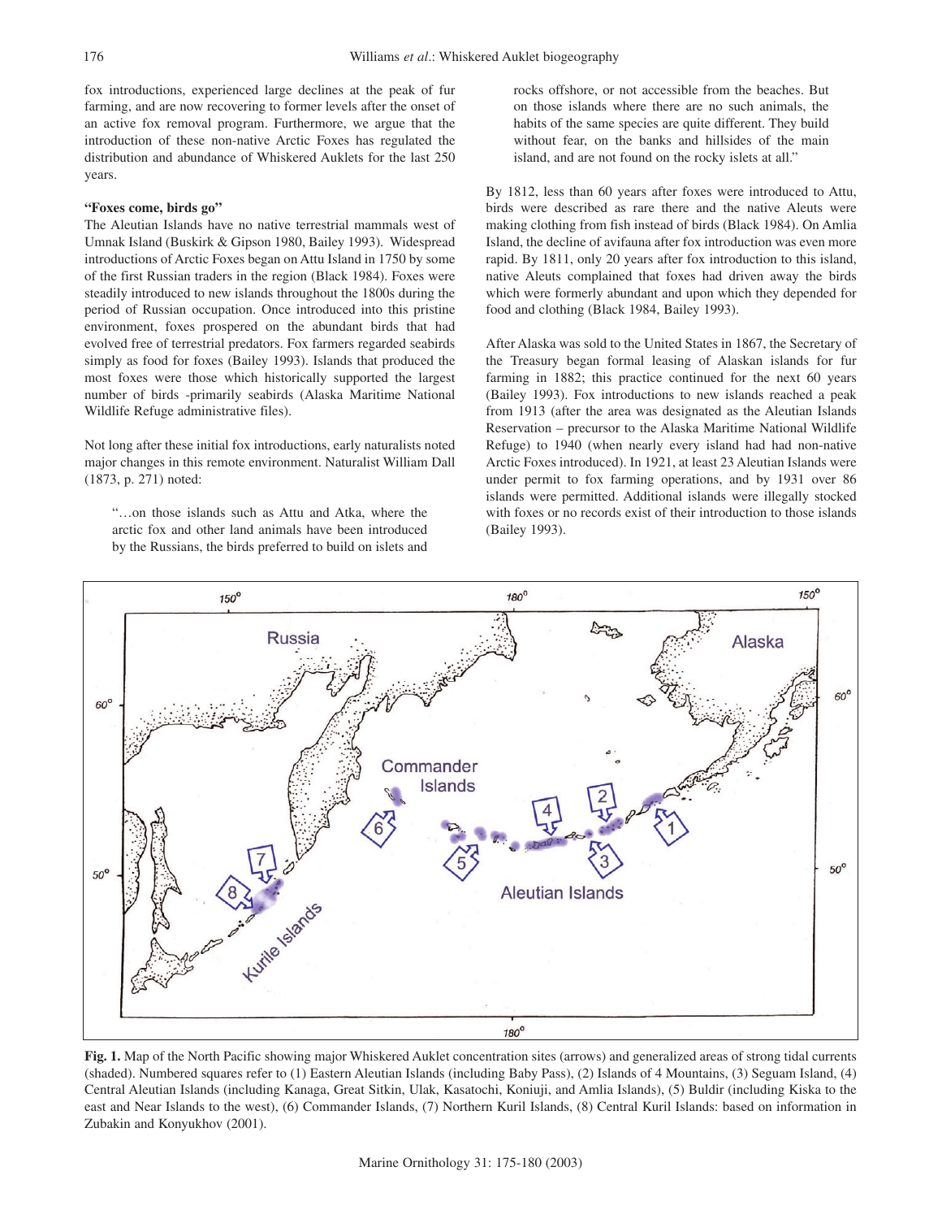fox introductions, experienced large declines at the peak of fur farming, and are now recovering to former levels after the onset of an active fox removal program. Furthermore, we argue that the introduction of these non-native Arctic Foxes has regulated the distribution and abundance of Whiskered Auklets for the last 250 years.

**"Foxes come, birds go"**

The Aleutian Islands have no native terrestrial mammals west of Umnak Island (Buskirk & Gipson 1980, Bailey 1993). Widespread introductions of Arctic Foxes began on Attu Island in 1750 by some of the first Russian traders in the region (Black 1984). Foxes were steadily introduced to new islands throughout the 1800s during the period of Russian occupation. Once introduced into this pristine environment, foxes prospered on the abundant birds that had evolved free of terrestrial predators. Fox farmers regarded seabirds simply as food for foxes (Bailey 1993). Islands that produced the most foxes were those which historically supported the largest number of birds -primarily seabirds (Alaska Maritime National Wildlife Refuge administrative files).

Not long after these initial fox introductions, early naturalists noted major changes in this remote environment. Naturalist William Dall (1873, p. 271) noted:

> "…on those islands such as Attu and Atka, where the arctic fox and other land animals have been introduced by the Russians, the birds preferred to build on islets and rocks offshore, or not accessible from the beaches. But on those islands where there are no such animals, the habits of the same species are quite different. They build without fear, on the banks and hillsides of the main island, and are not found on the rocky islets at all."

By 1812, less than 60 years after foxes were introduced to Attu, birds were described as rare there and the native Aleuts were making clothing from fish instead of birds (Black 1984). On Amlia Island, the decline of avifauna after fox introduction was even more rapid. By 1811, only 20 years after fox introduction to this island, native Aleuts complained that foxes had driven away the birds which were formerly abundant and upon which they depended for food and clothing (Black 1984, Bailey 1993).

After Alaska was sold to the United States in 1867, the Secretary of the Treasury began formal leasing of Alaskan islands for fur farming in 1882; this practice continued for the next 60 years (Bailey 1993). Fox introductions to new islands reached a peak from 1913 (after the area was designated as the Aleutian Islands Reservation – precursor to the Alaska Maritime National Wildlife Refuge) to 1940 (when nearly every island had had non-native Arctic Foxes introduced). In 1921, at least 23 Aleutian Islands were under permit to fox farming operations, and by 1931 over 86 islands were permitted. Additional islands were illegally stocked with foxes or no records exist of their introduction to those islands (Bailey 1993).

150°
180°
150°
Russia
Alaska
60°
60°
Commander Islands
1
2
3
4
5
6
7
8
50°
50°
Aleutian Islands
Kurile Islands
180°

**Fig. 1.** Map of the North Pacific showing major Whiskered Auklet concentration sites (arrows) and generalized areas of strong tidal currents (shaded). Numbered squares refer to (1) Eastern Aleutian Islands (including Baby Pass), (2) Islands of 4 Mountains, (3) Seguam Island, (4) Central Aleutian Islands (including Kanaga, Great Sitkin, Ulak, Kasatochi, Koniuji, and Amlia Islands), (5) Buldir (including Kiska to the east and Near Islands to the west), (6) Commander Islands, (7) Northern Kuril Islands, (8) Central Kuril Islands: based on information in Zubakin and Konyukhov (2001).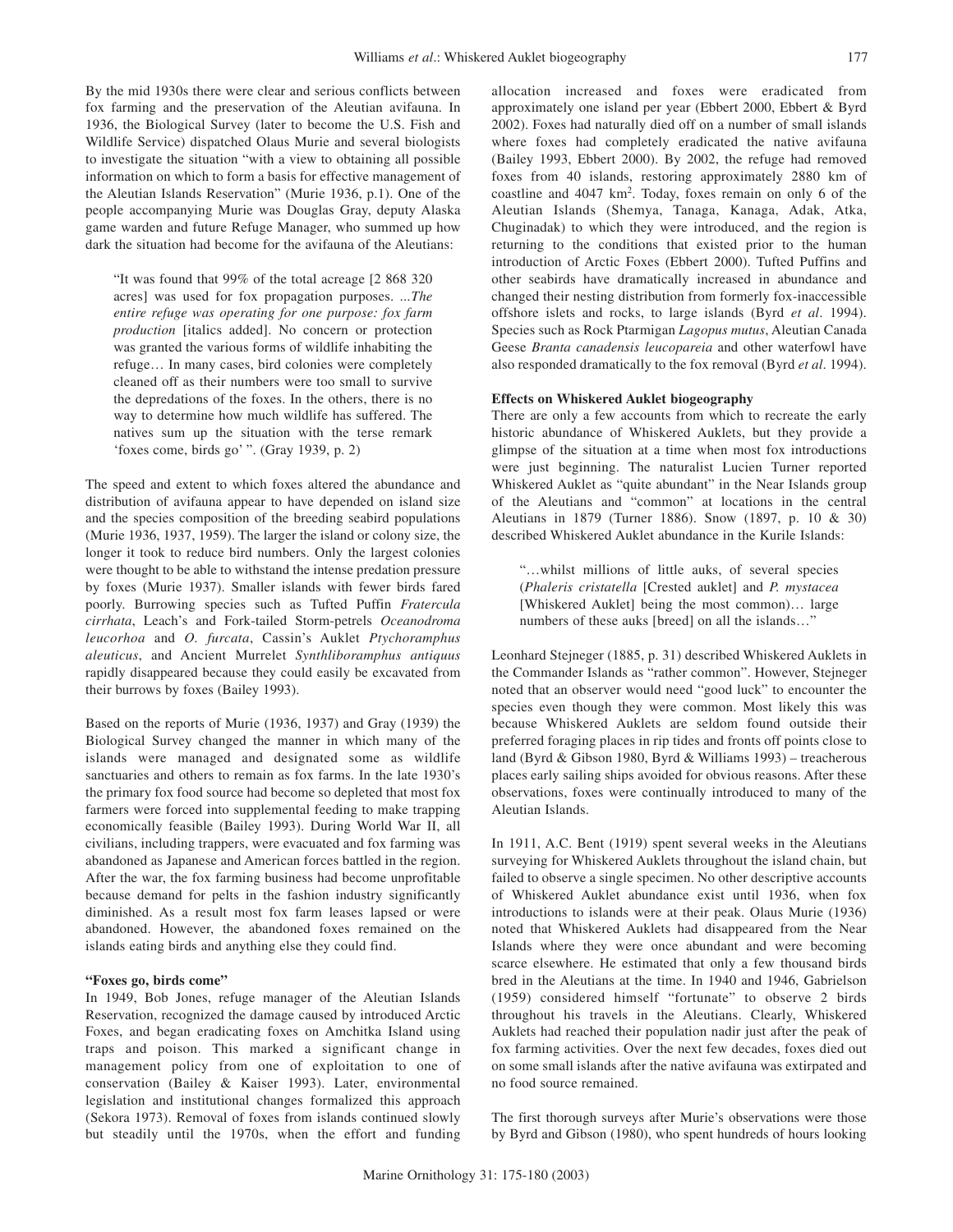By the mid 1930s there were clear and serious conflicts between fox farming and the preservation of the Aleutian avifauna. In 1936, the Biological Survey (later to become the U.S. Fish and Wildlife Service) dispatched Olaus Murie and several biologists to investigate the situation "with a view to obtaining all possible information on which to form a basis for effective management of the Aleutian Islands Reservation" (Murie 1936, p.1). One of the people accompanying Murie was Douglas Gray, deputy Alaska game warden and future Refuge Manager, who summed up how dark the situation had become for the avifauna of the Aleutians:

> "It was found that 99% of the total acreage [2 868 320 acres] was used for fox propagation purposes. ...*The entire refuge was operating for one purpose: fox farm production* [italics added]. No concern or protection was granted the various forms of wildlife inhabiting the refuge… In many cases, bird colonies were completely cleaned off as their numbers were too small to survive the depredations of the foxes. In the others, there is no way to determine how much wildlife has suffered. The natives sum up the situation with the terse remark 'foxes come, birds go' ". (Gray 1939, p. 2)

The speed and extent to which foxes altered the abundance and distribution of avifauna appear to have depended on island size and the species composition of the breeding seabird populations (Murie 1936, 1937, 1959). The larger the island or colony size, the longer it took to reduce bird numbers. Only the largest colonies were thought to be able to withstand the intense predation pressure by foxes (Murie 1937). Smaller islands with fewer birds fared poorly. Burrowing species such as Tufted Puffin *Fratercula cirrhata*, Leach's and Fork-tailed Storm-petrels *Oceanodroma leucorhoa* and *O. furcata*, Cassin's Auklet *Ptychoramphus aleuticus*, and Ancient Murrelet *Synthliboramphus antiquus* rapidly disappeared because they could easily be excavated from their burrows by foxes (Bailey 1993).

Based on the reports of Murie (1936, 1937) and Gray (1939) the Biological Survey changed the manner in which many of the islands were managed and designated some as wildlife sanctuaries and others to remain as fox farms. In the late 1930's the primary fox food source had become so depleted that most fox farmers were forced into supplemental feeding to make trapping economically feasible (Bailey 1993). During World War II, all civilians, including trappers, were evacuated and fox farming was abandoned as Japanese and American forces battled in the region. After the war, the fox farming business had become unprofitable because demand for pelts in the fashion industry significantly diminished. As a result most fox farm leases lapsed or were abandoned. However, the abandoned foxes remained on the islands eating birds and anything else they could find.

### "Foxes go, birds come"

In 1949, Bob Jones, refuge manager of the Aleutian Islands Reservation, recognized the damage caused by introduced Arctic Foxes, and began eradicating foxes on Amchitka Island using traps and poison. This marked a significant change in management policy from one of exploitation to one of conservation (Bailey & Kaiser 1993). Later, environmental legislation and institutional changes formalized this approach (Sekora 1973). Removal of foxes from islands continued slowly but steadily until the 1970s, when the effort and funding allocation increased and foxes were eradicated from approximately one island per year (Ebbert 2000, Ebbert & Byrd 2002). Foxes had naturally died off on a number of small islands where foxes had completely eradicated the native avifauna (Bailey 1993, Ebbert 2000). By 2002, the refuge had removed foxes from 40 islands, restoring approximately 2880 km of coastline and 4047 km$^2$. Today, foxes remain on only 6 of the Aleutian Islands (Shemya, Tanaga, Kanaga, Adak, Atka, Chuginadak) to which they were introduced, and the region is returning to the conditions that existed prior to the human introduction of Arctic Foxes (Ebbert 2000). Tufted Puffins and other seabirds have dramatically increased in abundance and changed their nesting distribution from formerly fox-inaccessible offshore islets and rocks, to large islands (Byrd *et al*. 1994). Species such as Rock Ptarmigan *Lagopus mutus*, Aleutian Canada Geese *Branta canadensis leucopareia* and other waterfowl have also responded dramatically to the fox removal (Byrd *et al*. 1994).

### Effects on Whiskered Auklet biogeography

There are only a few accounts from which to recreate the early historic abundance of Whiskered Auklets, but they provide a glimpse of the situation at a time when most fox introductions were just beginning. The naturalist Lucien Turner reported Whiskered Auklet as "quite abundant" in the Near Islands group of the Aleutians and "common" at locations in the central Aleutians in 1879 (Turner 1886). Snow (1897, p. 10 & 30) described Whiskered Auklet abundance in the Kurile Islands:

> "…whilst millions of little auks, of several species (*Phaleris cristatella* [Crested auklet] and *P. mystacea* [Whiskered Auklet] being the most common)… large numbers of these auks [breed] on all the islands…"

Leonhard Stejneger (1885, p. 31) described Whiskered Auklets in the Commander Islands as "rather common". However, Stejneger noted that an observer would need "good luck" to encounter the species even though they were common. Most likely this was because Whiskered Auklets are seldom found outside their preferred foraging places in rip tides and fronts off points close to land (Byrd & Gibson 1980, Byrd & Williams 1993) – treacherous places early sailing ships avoided for obvious reasons. After these observations, foxes were continually introduced to many of the Aleutian Islands.

In 1911, A.C. Bent (1919) spent several weeks in the Aleutians surveying for Whiskered Auklets throughout the island chain, but failed to observe a single specimen. No other descriptive accounts of Whiskered Auklet abundance exist until 1936, when fox introductions to islands were at their peak. Olaus Murie (1936) noted that Whiskered Auklets had disappeared from the Near Islands where they were once abundant and were becoming scarce elsewhere. He estimated that only a few thousand birds bred in the Aleutians at the time. In 1940 and 1946, Gabrielson (1959) considered himself "fortunate" to observe 2 birds throughout his travels in the Aleutians. Clearly, Whiskered Auklets had reached their population nadir just after the peak of fox farming activities. Over the next few decades, foxes died out on some small islands after the native avifauna was extirpated and no food source remained.

The first thorough surveys after Murie's observations were those by Byrd and Gibson (1980), who spent hundreds of hours looking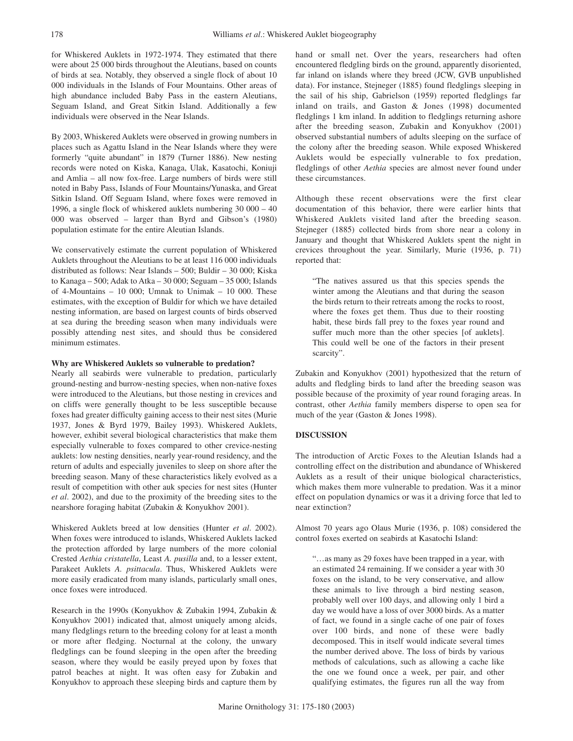for Whiskered Auklets in 1972-1974. They estimated that there were about 25 000 birds throughout the Aleutians, based on counts of birds at sea. Notably, they observed a single flock of about 10 000 individuals in the Islands of Four Mountains. Other areas of high abundance included Baby Pass in the eastern Aleutians, Seguam Island, and Great Sitkin Island. Additionally a few individuals were observed in the Near Islands.

By 2003, Whiskered Auklets were observed in growing numbers in places such as Agattu Island in the Near Islands where they were formerly "quite abundant" in 1879 (Turner 1886). New nesting records were noted on Kiska, Kanaga, Ulak, Kasatochi, Koniuji and Amlia – all now fox-free. Large numbers of birds were still noted in Baby Pass, Islands of Four Mountains/Yunaska, and Great Sitkin Island. Off Seguam Island, where foxes were removed in 1996, a single flock of whiskered auklets numbering 30 000 – 40 000 was observed – larger than Byrd and Gibson's (1980) population estimate for the entire Aleutian Islands.

We conservatively estimate the current population of Whiskered Auklets throughout the Aleutians to be at least 116 000 individuals distributed as follows: Near Islands – 500; Buldir – 30 000; Kiska to Kanaga – 500; Adak to Atka – 30 000; Seguam – 35 000; Islands of 4-Mountains – 10 000; Umnak to Unimak – 10 000. These estimates, with the exception of Buldir for which we have detailed nesting information, are based on largest counts of birds observed at sea during the breeding season when many individuals were possibly attending nest sites, and should thus be considered minimum estimates.

**Why are Whiskered Auklets so vulnerable to predation?**

Nearly all seabirds were vulnerable to predation, particularly ground-nesting and burrow-nesting species, when non-native foxes were introduced to the Aleutians, but those nesting in crevices and on cliffs were generally thought to be less susceptible because foxes had greater difficulty gaining access to their nest sites (Murie 1937, Jones & Byrd 1979, Bailey 1993). Whiskered Auklets, however, exhibit several biological characteristics that make them especially vulnerable to foxes compared to other crevice-nesting auklets: low nesting densities, nearly year-round residency, and the return of adults and especially juveniles to sleep on shore after the breeding season. Many of these characteristics likely evolved as a result of competition with other auk species for nest sites (Hunter *et al*. 2002), and due to the proximity of the breeding sites to the nearshore foraging habitat (Zubakin & Konyukhov 2001).

Whiskered Auklets breed at low densities (Hunter *et al*. 2002). When foxes were introduced to islands, Whiskered Auklets lacked the protection afforded by large numbers of the more colonial Crested *Aethia cristatella*, Least *A. pusilla* and, to a lesser extent, Parakeet Auklets *A. psittacula*. Thus, Whiskered Auklets were more easily eradicated from many islands, particularly small ones, once foxes were introduced.

Research in the 1990s (Konyukhov & Zubakin 1994, Zubakin & Konyukhov 2001) indicated that, almost uniquely among alcids, many fledglings return to the breeding colony for at least a month or more after fledging. Nocturnal at the colony, the unwary fledglings can be found sleeping in the open after the breeding season, where they would be easily preyed upon by foxes that patrol beaches at night. It was often easy for Zubakin and Konyukhov to approach these sleeping birds and capture them by hand or small net. Over the years, researchers had often encountered fledgling birds on the ground, apparently disoriented, far inland on islands where they breed (JCW, GVB unpublished data). For instance, Stejneger (1885) found fledglings sleeping in the sail of his ship, Gabrielson (1959) reported fledglings far inland on trails, and Gaston & Jones (1998) documented fledglings 1 km inland. In addition to fledglings returning ashore after the breeding season, Zubakin and Konyukhov (2001) observed substantial numbers of adults sleeping on the surface of the colony after the breeding season. While exposed Whiskered Auklets would be especially vulnerable to fox predation, fledglings of other *Aethia* species are almost never found under these circumstances.

Although these recent observations were the first clear documentation of this behavior, there were earlier hints that Whiskered Auklets visited land after the breeding season. Stejneger (1885) collected birds from shore near a colony in January and thought that Whiskered Auklets spent the night in crevices throughout the year. Similarly, Murie (1936, p. 71) reported that:

> "The natives assured us that this species spends the winter among the Aleutians and that during the season the birds return to their retreats among the rocks to roost, where the foxes get them. Thus due to their roosting habit, these birds fall prey to the foxes year round and suffer much more than the other species [of auklets]. This could well be one of the factors in their present scarcity".

Zubakin and Konyukhov (2001) hypothesized that the return of adults and fledgling birds to land after the breeding season was possible because of the proximity of year round foraging areas. In contrast, other *Aethia* family members disperse to open sea for much of the year (Gaston & Jones 1998).

## DISCUSSION

The introduction of Arctic Foxes to the Aleutian Islands had a controlling effect on the distribution and abundance of Whiskered Auklets as a result of their unique biological characteristics, which makes them more vulnerable to predation. Was it a minor effect on population dynamics or was it a driving force that led to near extinction?

Almost 70 years ago Olaus Murie (1936, p. 108) considered the control foxes exerted on seabirds at Kasatochi Island:

> "…as many as 29 foxes have been trapped in a year, with an estimated 24 remaining. If we consider a year with 30 foxes on the island, to be very conservative, and allow these animals to live through a bird nesting season, probably well over 100 days, and allowing only 1 bird a day we would have a loss of over 3000 birds. As a matter of fact, we found in a single cache of one pair of foxes over 100 birds, and none of these were badly decomposed. This in itself would indicate several times the number derived above. The loss of birds by various methods of calculations, such as allowing a cache like the one we found once a week, per pair, and other qualifying estimates, the figures run all the way from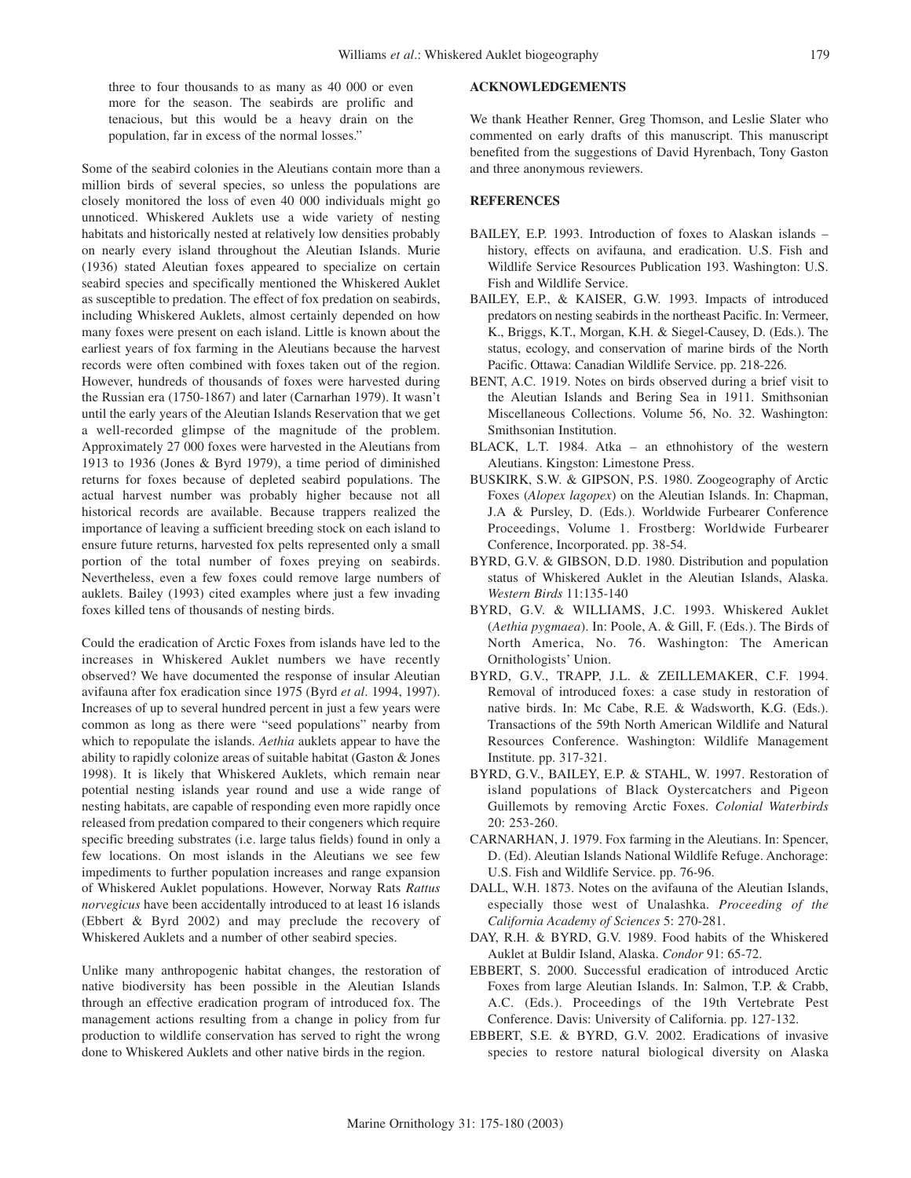three to four thousands to as many as 40 000 or even more for the season. The seabirds are prolific and tenacious, but this would be a heavy drain on the population, far in excess of the normal losses."

Some of the seabird colonies in the Aleutians contain more than a million birds of several species, so unless the populations are closely monitored the loss of even 40 000 individuals might go unnoticed. Whiskered Auklets use a wide variety of nesting habitats and historically nested at relatively low densities probably on nearly every island throughout the Aleutian Islands. Murie (1936) stated Aleutian foxes appeared to specialize on certain seabird species and specifically mentioned the Whiskered Auklet as susceptible to predation. The effect of fox predation on seabirds, including Whiskered Auklets, almost certainly depended on how many foxes were present on each island. Little is known about the earliest years of fox farming in the Aleutians because the harvest records were often combined with foxes taken out of the region. However, hundreds of thousands of foxes were harvested during the Russian era (1750-1867) and later (Carnarhan 1979). It wasn't until the early years of the Aleutian Islands Reservation that we get a well-recorded glimpse of the magnitude of the problem. Approximately 27 000 foxes were harvested in the Aleutians from 1913 to 1936 (Jones & Byrd 1979), a time period of diminished returns for foxes because of depleted seabird populations. The actual harvest number was probably higher because not all historical records are available. Because trappers realized the importance of leaving a sufficient breeding stock on each island to ensure future returns, harvested fox pelts represented only a small portion of the total number of foxes preying on seabirds. Nevertheless, even a few foxes could remove large numbers of auklets. Bailey (1993) cited examples where just a few invading foxes killed tens of thousands of nesting birds.

Could the eradication of Arctic Foxes from islands have led to the increases in Whiskered Auklet numbers we have recently observed? We have documented the response of insular Aleutian avifauna after fox eradication since 1975 (Byrd *et al*. 1994, 1997). Increases of up to several hundred percent in just a few years were common as long as there were "seed populations" nearby from which to repopulate the islands. *Aethia* auklets appear to have the ability to rapidly colonize areas of suitable habitat (Gaston & Jones 1998). It is likely that Whiskered Auklets, which remain near potential nesting islands year round and use a wide range of nesting habitats, are capable of responding even more rapidly once released from predation compared to their congeners which require specific breeding substrates (i.e. large talus fields) found in only a few locations. On most islands in the Aleutians we see few impediments to further population increases and range expansion of Whiskered Auklet populations. However, Norway Rats *Rattus norvegicus* have been accidentally introduced to at least 16 islands (Ebbert & Byrd 2002) and may preclude the recovery of Whiskered Auklets and a number of other seabird species.

Unlike many anthropogenic habitat changes, the restoration of native biodiversity has been possible in the Aleutian Islands through an effective eradication program of introduced fox. The management actions resulting from a change in policy from fur production to wildlife conservation has served to right the wrong done to Whiskered Auklets and other native birds in the region.

## ACKNOWLEDGEMENTS

We thank Heather Renner, Greg Thomson, and Leslie Slater who commented on early drafts of this manuscript. This manuscript benefited from the suggestions of David Hyrenbach, Tony Gaston and three anonymous reviewers.

## REFERENCES

BAILEY, E.P. 1993. Introduction of foxes to Alaskan islands – history, effects on avifauna, and eradication. U.S. Fish and Wildlife Service Resources Publication 193. Washington: U.S. Fish and Wildlife Service.

BAILEY, E.P., & KAISER, G.W. 1993. Impacts of introduced predators on nesting seabirds in the northeast Pacific. In: Vermeer, K., Briggs, K.T., Morgan, K.H. & Siegel-Causey, D. (Eds.). The status, ecology, and conservation of marine birds of the North Pacific. Ottawa: Canadian Wildlife Service. pp. 218-226.

BENT, A.C. 1919. Notes on birds observed during a brief visit to the Aleutian Islands and Bering Sea in 1911. Smithsonian Miscellaneous Collections. Volume 56, No. 32. Washington: Smithsonian Institution.

BLACK, L.T. 1984. Atka – an ethnohistory of the western Aleutians. Kingston: Limestone Press.

BUSKIRK, S.W. & GIPSON, P.S. 1980. Zoogeography of Arctic Foxes (*Alopex lagopex*) on the Aleutian Islands. In: Chapman, J.A & Pursley, D. (Eds.). Worldwide Furbearer Conference Proceedings, Volume 1. Frostberg: Worldwide Furbearer Conference, Incorporated. pp. 38-54.

BYRD, G.V. & GIBSON, D.D. 1980. Distribution and population status of Whiskered Auklet in the Aleutian Islands, Alaska. *Western Birds* 11:135-140

BYRD, G.V. & WILLIAMS, J.C. 1993. Whiskered Auklet (*Aethia pygmaea*). In: Poole, A. & Gill, F. (Eds.). The Birds of North America, No. 76. Washington: The American Ornithologists' Union.

BYRD, G.V., TRAPP, J.L. & ZEILLEMAKER, C.F. 1994. Removal of introduced foxes: a case study in restoration of native birds. In: Mc Cabe, R.E. & Wadsworth, K.G. (Eds.). Transactions of the 59th North American Wildlife and Natural Resources Conference. Washington: Wildlife Management Institute. pp. 317-321.

BYRD, G.V., BAILEY, E.P. & STAHL, W. 1997. Restoration of island populations of Black Oystercatchers and Pigeon Guillemots by removing Arctic Foxes. *Colonial Waterbirds* 20: 253-260.

CARNARHAN, J. 1979. Fox farming in the Aleutians. In: Spencer, D. (Ed). Aleutian Islands National Wildlife Refuge. Anchorage: U.S. Fish and Wildlife Service. pp. 76-96.

DALL, W.H. 1873. Notes on the avifauna of the Aleutian Islands, especially those west of Unalashka. *Proceeding of the California Academy of Sciences* 5: 270-281.

DAY, R.H. & BYRD, G.V. 1989. Food habits of the Whiskered Auklet at Buldir Island, Alaska. *Condor* 91: 65-72.

EBBERT, S. 2000. Successful eradication of introduced Arctic Foxes from large Aleutian Islands. In: Salmon, T.P. & Crabb, A.C. (Eds.). Proceedings of the 19th Vertebrate Pest Conference. Davis: University of California. pp. 127-132.

EBBERT, S.E. & BYRD, G.V. 2002. Eradications of invasive species to restore natural biological diversity on Alaska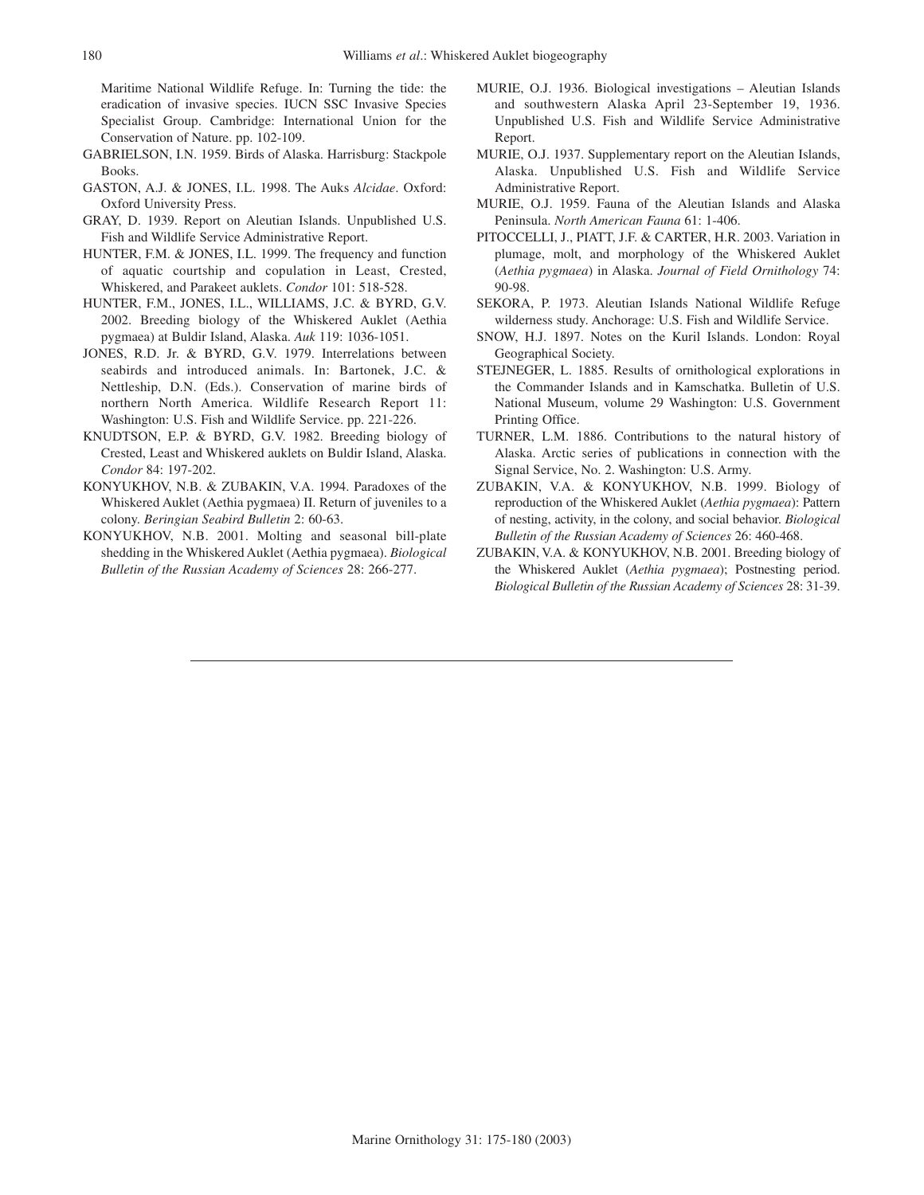Maritime National Wildlife Refuge. In: Turning the tide: the eradication of invasive species. IUCN SSC Invasive Species Specialist Group. Cambridge: International Union for the Conservation of Nature. pp. 102-109.

GABRIELSON, I.N. 1959. Birds of Alaska. Harrisburg: Stackpole Books.

GASTON, A.J. & JONES, I.L. 1998. The Auks *Alcidae*. Oxford: Oxford University Press.

GRAY, D. 1939. Report on Aleutian Islands. Unpublished U.S. Fish and Wildlife Service Administrative Report.

HUNTER, F.M. & JONES, I.L. 1999. The frequency and function of aquatic courtship and copulation in Least, Crested, Whiskered, and Parakeet auklets. *Condor* 101: 518-528.

HUNTER, F.M., JONES, I.L., WILLIAMS, J.C. & BYRD, G.V. 2002. Breeding biology of the Whiskered Auklet (Aethia pygmaea) at Buldir Island, Alaska. *Auk* 119: 1036-1051.

JONES, R.D. Jr. & BYRD, G.V. 1979. Interrelations between seabirds and introduced animals. In: Bartonek, J.C. & Nettleship, D.N. (Eds.). Conservation of marine birds of northern North America. Wildlife Research Report 11: Washington: U.S. Fish and Wildlife Service. pp. 221-226.

KNUDTSON, E.P. & BYRD, G.V. 1982. Breeding biology of Crested, Least and Whiskered auklets on Buldir Island, Alaska. *Condor* 84: 197-202.

KONYUKHOV, N.B. & ZUBAKIN, V.A. 1994. Paradoxes of the Whiskered Auklet (Aethia pygmaea) II. Return of juveniles to a colony. *Beringian Seabird Bulletin* 2: 60-63.

KONYUKHOV, N.B. 2001. Molting and seasonal bill-plate shedding in the Whiskered Auklet (Aethia pygmaea). *Biological Bulletin of the Russian Academy of Sciences* 28: 266-277.

MURIE, O.J. 1936. Biological investigations – Aleutian Islands and southwestern Alaska April 23-September 19, 1936. Unpublished U.S. Fish and Wildlife Service Administrative Report.

MURIE, O.J. 1937. Supplementary report on the Aleutian Islands, Alaska. Unpublished U.S. Fish and Wildlife Service Administrative Report.

MURIE, O.J. 1959. Fauna of the Aleutian Islands and Alaska Peninsula. *North American Fauna* 61: 1-406.

PITOCCELLI, J., PIATT, J.F. & CARTER, H.R. 2003. Variation in plumage, molt, and morphology of the Whiskered Auklet (*Aethia pygmaea*) in Alaska. *Journal of Field Ornithology* 74: 90-98.

SEKORA, P. 1973. Aleutian Islands National Wildlife Refuge wilderness study. Anchorage: U.S. Fish and Wildlife Service.

SNOW, H.J. 1897. Notes on the Kuril Islands. London: Royal Geographical Society.

STEJNEGER, L. 1885. Results of ornithological explorations in the Commander Islands and in Kamschatka. Bulletin of U.S. National Museum, volume 29 Washington: U.S. Government Printing Office.

TURNER, L.M. 1886. Contributions to the natural history of Alaska. Arctic series of publications in connection with the Signal Service, No. 2. Washington: U.S. Army.

ZUBAKIN, V.A. & KONYUKHOV, N.B. 1999. Biology of reproduction of the Whiskered Auklet (*Aethia pygmaea*): Pattern of nesting, activity, in the colony, and social behavior. *Biological Bulletin of the Russian Academy of Sciences* 26: 460-468.

ZUBAKIN, V.A. & KONYUKHOV, N.B. 2001. Breeding biology of the Whiskered Auklet (*Aethia pygmaea*); Postnesting period. *Biological Bulletin of the Russian Academy of Sciences* 28: 31-39.